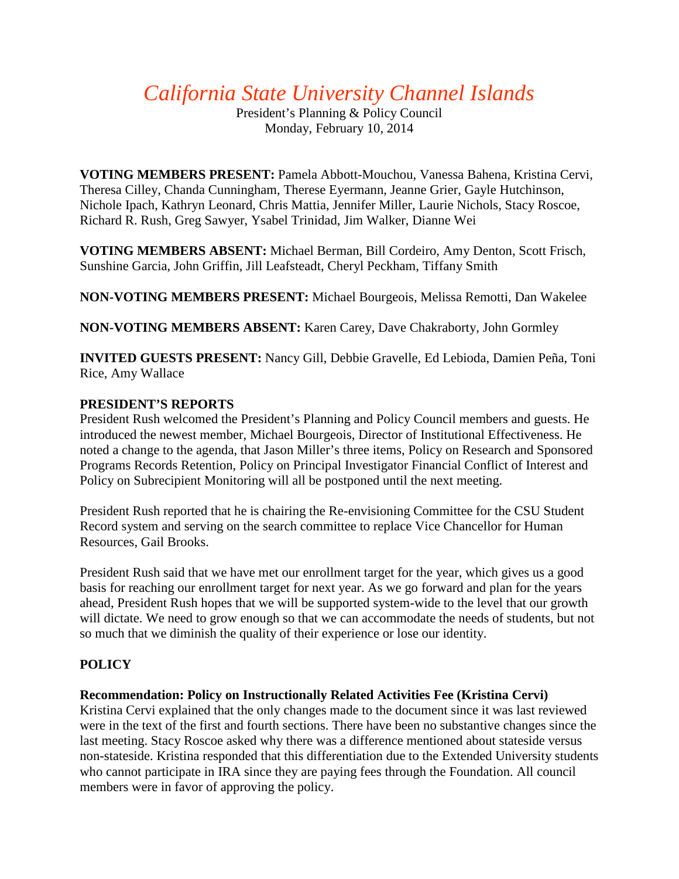# *California State University Channel Islands*

President's Planning & Policy Council
Monday, February 10, 2014

**VOTING MEMBERS PRESENT:** Pamela Abbott-Mouchou, Vanessa Bahena, Kristina Cervi, Theresa Cilley, Chanda Cunningham, Therese Eyermann, Jeanne Grier, Gayle Hutchinson, Nichole Ipach, Kathryn Leonard, Chris Mattia, Jennifer Miller, Laurie Nichols, Stacy Roscoe, Richard R. Rush, Greg Sawyer, Ysabel Trinidad, Jim Walker, Dianne Wei

**VOTING MEMBERS ABSENT:** Michael Berman, Bill Cordeiro, Amy Denton, Scott Frisch, Sunshine Garcia, John Griffin, Jill Leafsteadt, Cheryl Peckham, Tiffany Smith

**NON-VOTING MEMBERS PRESENT:** Michael Bourgeois, Melissa Remotti, Dan Wakelee

**NON-VOTING MEMBERS ABSENT:** Karen Carey, Dave Chakraborty, John Gormley

**INVITED GUESTS PRESENT:** Nancy Gill, Debbie Gravelle, Ed Lebioda, Damien Peña, Toni Rice, Amy Wallace

## PRESIDENT'S REPORTS

President Rush welcomed the President's Planning and Policy Council members and guests. He introduced the newest member, Michael Bourgeois, Director of Institutional Effectiveness. He noted a change to the agenda, that Jason Miller's three items, Policy on Research and Sponsored Programs Records Retention, Policy on Principal Investigator Financial Conflict of Interest and Policy on Subrecipient Monitoring will all be postponed until the next meeting.

President Rush reported that he is chairing the Re-envisioning Committee for the CSU Student Record system and serving on the search committee to replace Vice Chancellor for Human Resources, Gail Brooks.

President Rush said that we have met our enrollment target for the year, which gives us a good basis for reaching our enrollment target for next year. As we go forward and plan for the years ahead, President Rush hopes that we will be supported system-wide to the level that our growth will dictate. We need to grow enough so that we can accommodate the needs of students, but not so much that we diminish the quality of their experience or lose our identity.

## POLICY

**Recommendation: Policy on Instructionally Related Activities Fee (Kristina Cervi)**

Kristina Cervi explained that the only changes made to the document since it was last reviewed were in the text of the first and fourth sections. There have been no substantive changes since the last meeting. Stacy Roscoe asked why there was a difference mentioned about stateside versus non-stateside. Kristina responded that this differentiation due to the Extended University students who cannot participate in IRA since they are paying fees through the Foundation. All council members were in favor of approving the policy.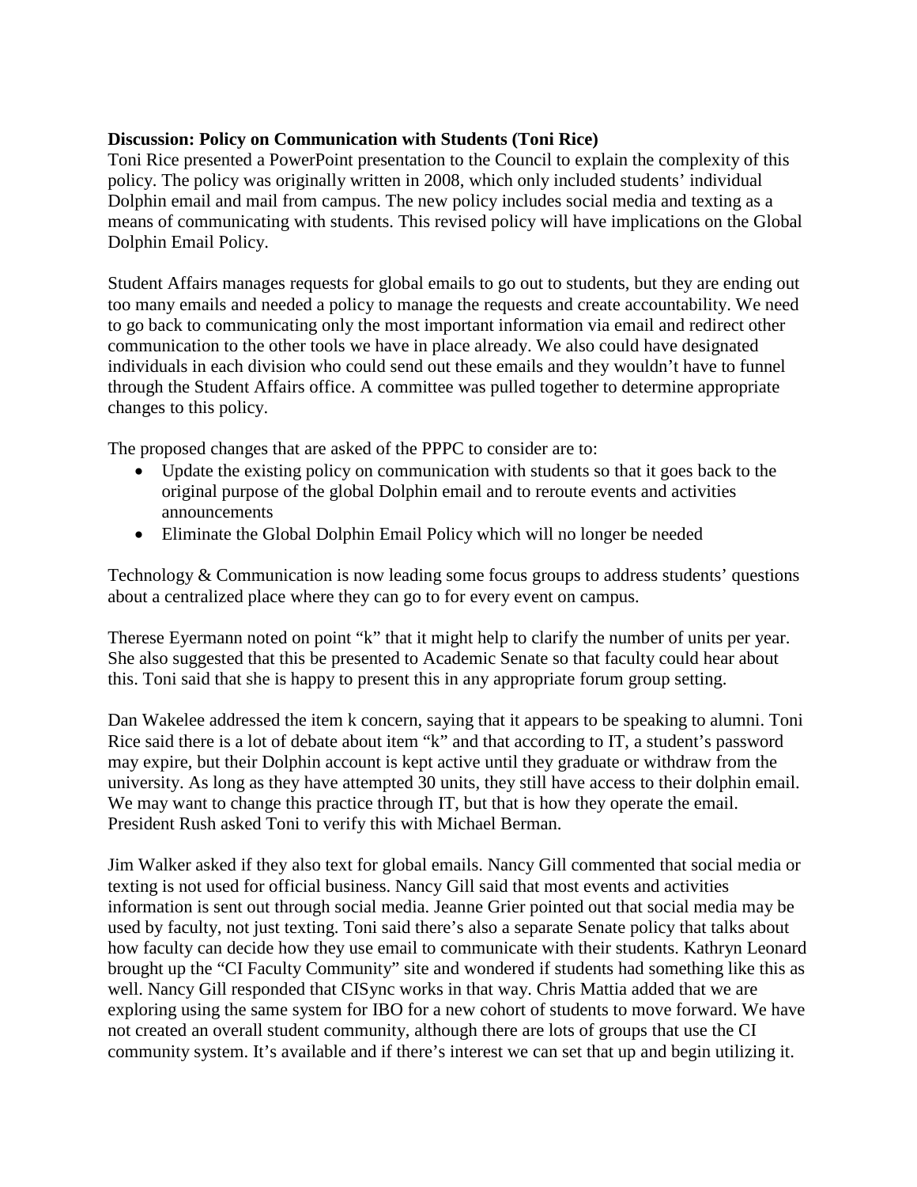**Discussion: Policy on Communication with Students (Toni Rice)**

Toni Rice presented a PowerPoint presentation to the Council to explain the complexity of this policy. The policy was originally written in 2008, which only included students' individual Dolphin email and mail from campus. The new policy includes social media and texting as a means of communicating with students. This revised policy will have implications on the Global Dolphin Email Policy.

Student Affairs manages requests for global emails to go out to students, but they are ending out too many emails and needed a policy to manage the requests and create accountability. We need to go back to communicating only the most important information via email and redirect other communication to the other tools we have in place already. We also could have designated individuals in each division who could send out these emails and they wouldn't have to funnel through the Student Affairs office. A committee was pulled together to determine appropriate changes to this policy.

The proposed changes that are asked of the PPPC to consider are to:

- Update the existing policy on communication with students so that it goes back to the original purpose of the global Dolphin email and to reroute events and activities announcements
- Eliminate the Global Dolphin Email Policy which will no longer be needed

Technology & Communication is now leading some focus groups to address students' questions about a centralized place where they can go to for every event on campus.

Therese Eyermann noted on point "k" that it might help to clarify the number of units per year. She also suggested that this be presented to Academic Senate so that faculty could hear about this. Toni said that she is happy to present this in any appropriate forum group setting.

Dan Wakelee addressed the item k concern, saying that it appears to be speaking to alumni. Toni Rice said there is a lot of debate about item "k" and that according to IT, a student's password may expire, but their Dolphin account is kept active until they graduate or withdraw from the university. As long as they have attempted 30 units, they still have access to their dolphin email. We may want to change this practice through IT, but that is how they operate the email. President Rush asked Toni to verify this with Michael Berman.

Jim Walker asked if they also text for global emails. Nancy Gill commented that social media or texting is not used for official business. Nancy Gill said that most events and activities information is sent out through social media. Jeanne Grier pointed out that social media may be used by faculty, not just texting. Toni said there's also a separate Senate policy that talks about how faculty can decide how they use email to communicate with their students. Kathryn Leonard brought up the "CI Faculty Community" site and wondered if students had something like this as well. Nancy Gill responded that CISync works in that way. Chris Mattia added that we are exploring using the same system for IBO for a new cohort of students to move forward. We have not created an overall student community, although there are lots of groups that use the CI community system. It's available and if there's interest we can set that up and begin utilizing it.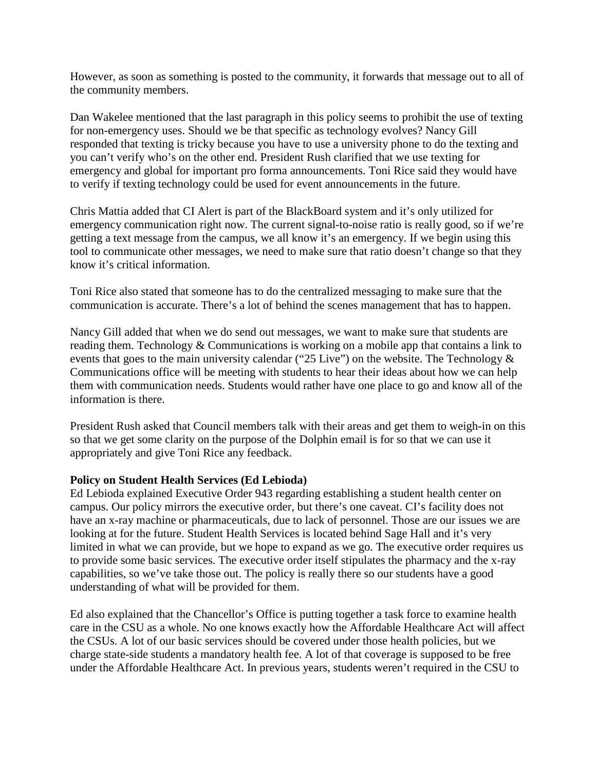However, as soon as something is posted to the community, it forwards that message out to all of the community members.

Dan Wakelee mentioned that the last paragraph in this policy seems to prohibit the use of texting for non-emergency uses. Should we be that specific as technology evolves? Nancy Gill responded that texting is tricky because you have to use a university phone to do the texting and you can't verify who's on the other end. President Rush clarified that we use texting for emergency and global for important pro forma announcements. Toni Rice said they would have to verify if texting technology could be used for event announcements in the future.

Chris Mattia added that CI Alert is part of the BlackBoard system and it's only utilized for emergency communication right now. The current signal-to-noise ratio is really good, so if we're getting a text message from the campus, we all know it's an emergency. If we begin using this tool to communicate other messages, we need to make sure that ratio doesn't change so that they know it's critical information.

Toni Rice also stated that someone has to do the centralized messaging to make sure that the communication is accurate. There's a lot of behind the scenes management that has to happen.

Nancy Gill added that when we do send out messages, we want to make sure that students are reading them. Technology & Communications is working on a mobile app that contains a link to events that goes to the main university calendar ("25 Live") on the website. The Technology & Communications office will be meeting with students to hear their ideas about how we can help them with communication needs. Students would rather have one place to go and know all of the information is there.

President Rush asked that Council members talk with their areas and get them to weigh-in on this so that we get some clarity on the purpose of the Dolphin email is for so that we can use it appropriately and give Toni Rice any feedback.

**Policy on Student Health Services (Ed Lebioda)**
Ed Lebioda explained Executive Order 943 regarding establishing a student health center on campus. Our policy mirrors the executive order, but there's one caveat. CI's facility does not have an x-ray machine or pharmaceuticals, due to lack of personnel. Those are our issues we are looking at for the future. Student Health Services is located behind Sage Hall and it's very limited in what we can provide, but we hope to expand as we go. The executive order requires us to provide some basic services. The executive order itself stipulates the pharmacy and the x-ray capabilities, so we've take those out. The policy is really there so our students have a good understanding of what will be provided for them.

Ed also explained that the Chancellor's Office is putting together a task force to examine health care in the CSU as a whole. No one knows exactly how the Affordable Healthcare Act will affect the CSUs. A lot of our basic services should be covered under those health policies, but we charge state-side students a mandatory health fee. A lot of that coverage is supposed to be free under the Affordable Healthcare Act. In previous years, students weren't required in the CSU to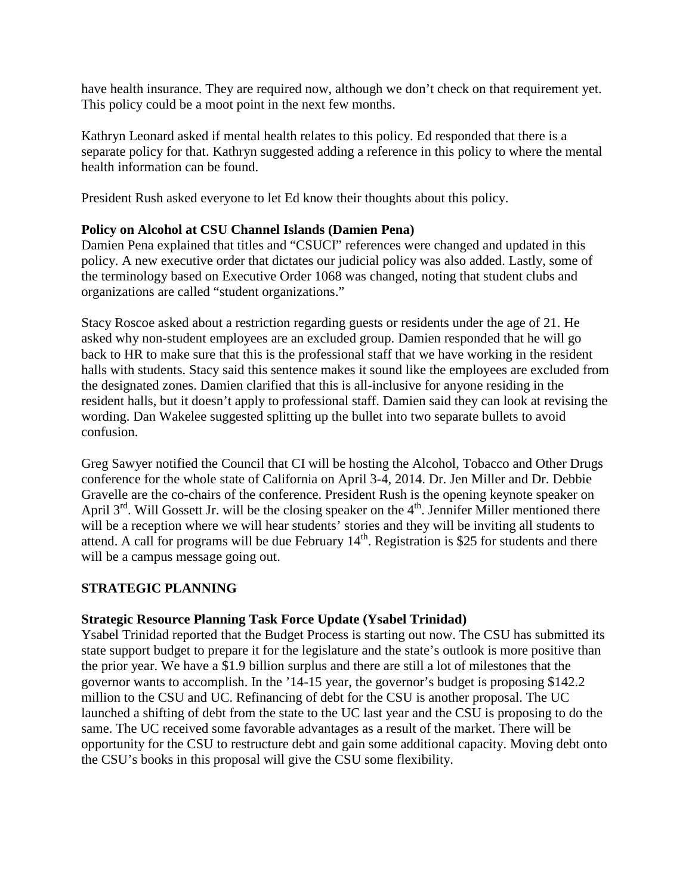have health insurance. They are required now, although we don't check on that requirement yet. This policy could be a moot point in the next few months.

Kathryn Leonard asked if mental health relates to this policy. Ed responded that there is a separate policy for that. Kathryn suggested adding a reference in this policy to where the mental health information can be found.

President Rush asked everyone to let Ed know their thoughts about this policy.

**Policy on Alcohol at CSU Channel Islands (Damien Pena)**

Damien Pena explained that titles and "CSUCI" references were changed and updated in this policy. A new executive order that dictates our judicial policy was also added. Lastly, some of the terminology based on Executive Order 1068 was changed, noting that student clubs and organizations are called "student organizations."

Stacy Roscoe asked about a restriction regarding guests or residents under the age of 21. He asked why non-student employees are an excluded group. Damien responded that he will go back to HR to make sure that this is the professional staff that we have working in the resident halls with students. Stacy said this sentence makes it sound like the employees are excluded from the designated zones. Damien clarified that this is all-inclusive for anyone residing in the resident halls, but it doesn't apply to professional staff. Damien said they can look at revising the wording. Dan Wakelee suggested splitting up the bullet into two separate bullets to avoid confusion.

Greg Sawyer notified the Council that CI will be hosting the Alcohol, Tobacco and Other Drugs conference for the whole state of California on April 3-4, 2014. Dr. Jen Miller and Dr. Debbie Gravelle are the co-chairs of the conference. President Rush is the opening keynote speaker on April 3rd. Will Gossett Jr. will be the closing speaker on the 4th. Jennifer Miller mentioned there will be a reception where we will hear students' stories and they will be inviting all students to attend. A call for programs will be due February 14th. Registration is $25 for students and there will be a campus message going out.

## STRATEGIC PLANNING

**Strategic Resource Planning Task Force Update (Ysabel Trinidad)**

Ysabel Trinidad reported that the Budget Process is starting out now. The CSU has submitted its state support budget to prepare it for the legislature and the state's outlook is more positive than the prior year. We have a $1.9 billion surplus and there are still a lot of milestones that the governor wants to accomplish. In the '14-15 year, the governor's budget is proposing $142.2 million to the CSU and UC. Refinancing of debt for the CSU is another proposal. The UC launched a shifting of debt from the state to the UC last year and the CSU is proposing to do the same. The UC received some favorable advantages as a result of the market. There will be opportunity for the CSU to restructure debt and gain some additional capacity. Moving debt onto the CSU's books in this proposal will give the CSU some flexibility.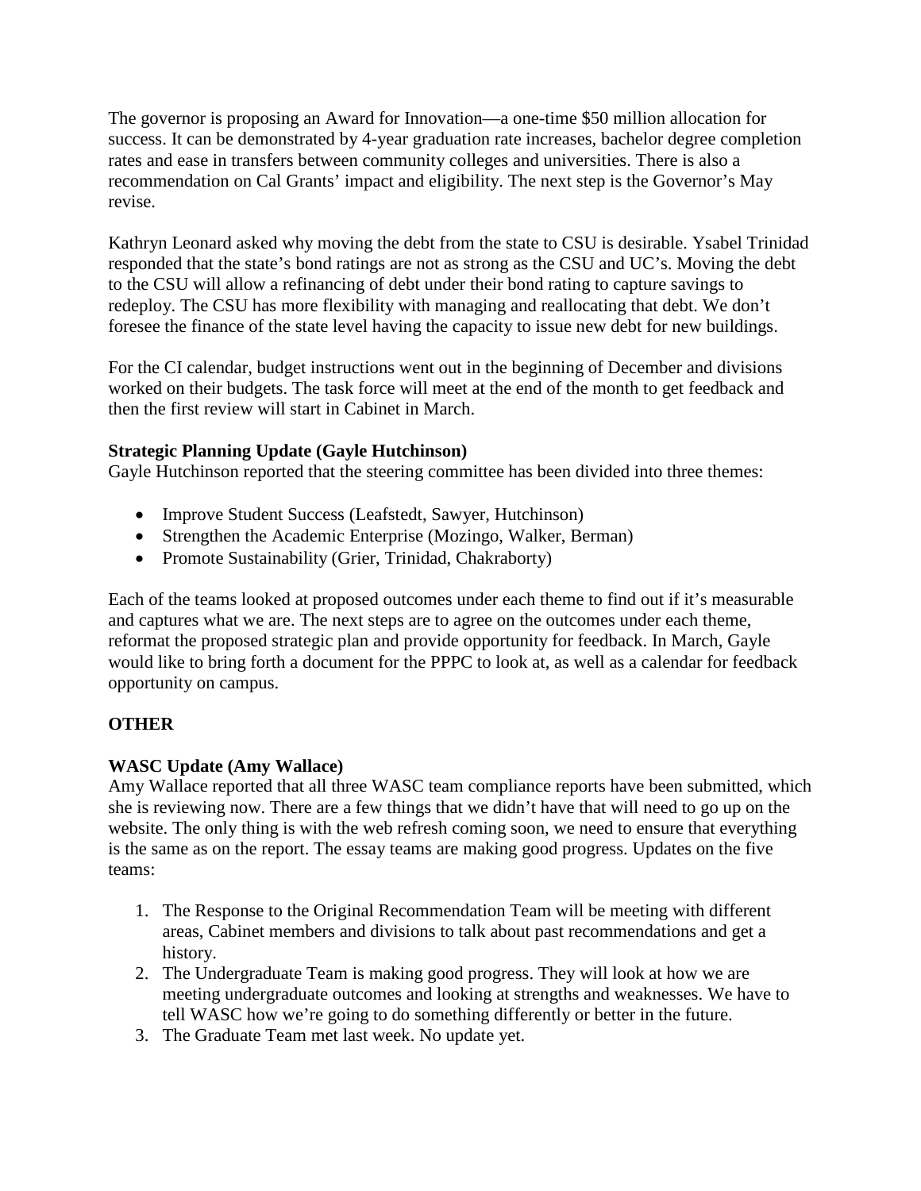The governor is proposing an Award for Innovation—a one-time $50 million allocation for success. It can be demonstrated by 4-year graduation rate increases, bachelor degree completion rates and ease in transfers between community colleges and universities. There is also a recommendation on Cal Grants' impact and eligibility. The next step is the Governor's May revise.

Kathryn Leonard asked why moving the debt from the state to CSU is desirable. Ysabel Trinidad responded that the state's bond ratings are not as strong as the CSU and UC's. Moving the debt to the CSU will allow a refinancing of debt under their bond rating to capture savings to redeploy. The CSU has more flexibility with managing and reallocating that debt. We don't foresee the finance of the state level having the capacity to issue new debt for new buildings.

For the CI calendar, budget instructions went out in the beginning of December and divisions worked on their budgets. The task force will meet at the end of the month to get feedback and then the first review will start in Cabinet in March.

**Strategic Planning Update (Gayle Hutchinson)**
Gayle Hutchinson reported that the steering committee has been divided into three themes:

- Improve Student Success (Leafstedt, Sawyer, Hutchinson)
- Strengthen the Academic Enterprise (Mozingo, Walker, Berman)
- Promote Sustainability (Grier, Trinidad, Chakraborty)

Each of the teams looked at proposed outcomes under each theme to find out if it's measurable and captures what we are. The next steps are to agree on the outcomes under each theme, reformat the proposed strategic plan and provide opportunity for feedback. In March, Gayle would like to bring forth a document for the PPPC to look at, as well as a calendar for feedback opportunity on campus.

**OTHER**

**WASC Update (Amy Wallace)**
Amy Wallace reported that all three WASC team compliance reports have been submitted, which she is reviewing now. There are a few things that we didn't have that will need to go up on the website. The only thing is with the web refresh coming soon, we need to ensure that everything is the same as on the report. The essay teams are making good progress. Updates on the five teams:

1. The Response to the Original Recommendation Team will be meeting with different areas, Cabinet members and divisions to talk about past recommendations and get a history.
2. The Undergraduate Team is making good progress. They will look at how we are meeting undergraduate outcomes and looking at strengths and weaknesses. We have to tell WASC how we're going to do something differently or better in the future.
3. The Graduate Team met last week. No update yet.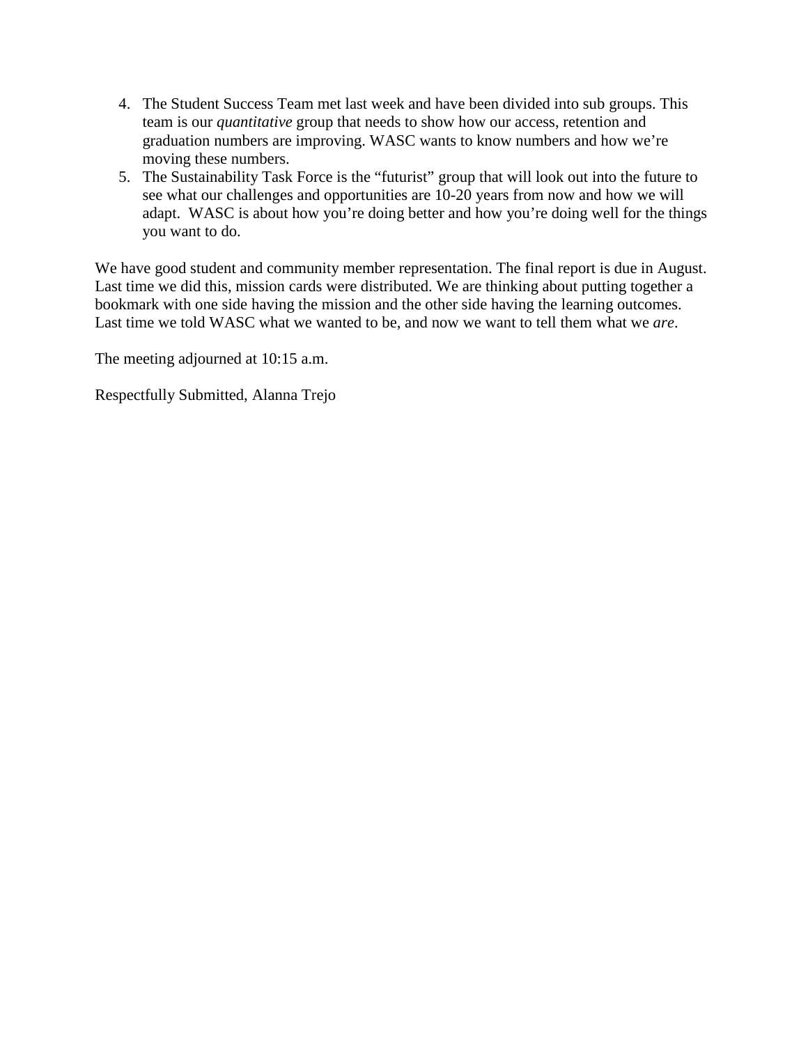4. The Student Success Team met last week and have been divided into sub groups. This team is our *quantitative* group that needs to show how our access, retention and graduation numbers are improving. WASC wants to know numbers and how we're moving these numbers.
5. The Sustainability Task Force is the "futurist" group that will look out into the future to see what our challenges and opportunities are 10-20 years from now and how we will adapt. WASC is about how you're doing better and how you're doing well for the things you want to do.

We have good student and community member representation. The final report is due in August. Last time we did this, mission cards were distributed. We are thinking about putting together a bookmark with one side having the mission and the other side having the learning outcomes. Last time we told WASC what we wanted to be, and now we want to tell them what we *are*.

The meeting adjourned at 10:15 a.m.

Respectfully Submitted, Alanna Trejo